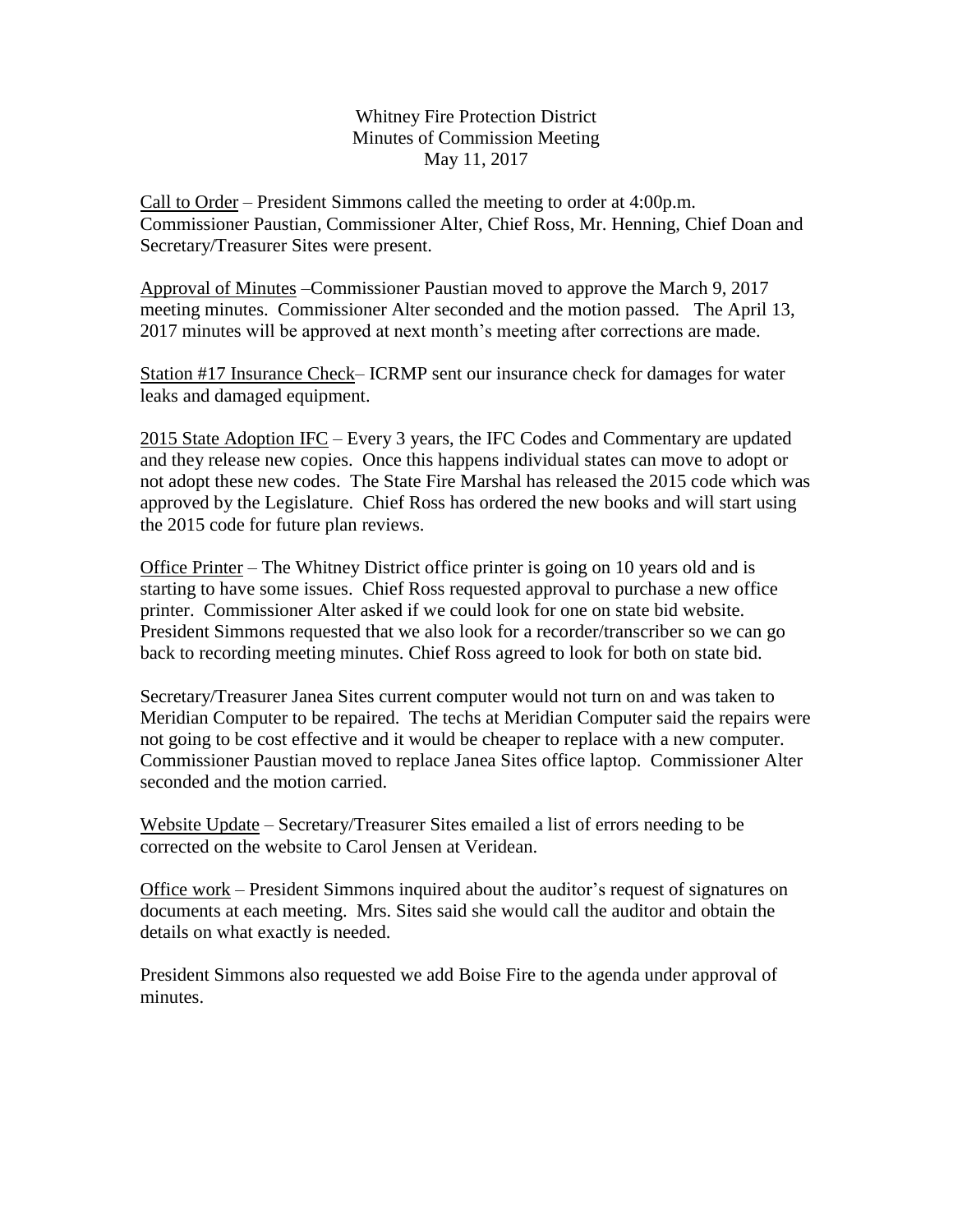# Whitney Fire Protection District
## Minutes of Commission Meeting
### May 11, 2017

Call to Order – President Simmons called the meeting to order at 4:00p.m. Commissioner Paustian, Commissioner Alter, Chief Ross, Mr. Henning, Chief Doan and Secretary/Treasurer Sites were present.

Approval of Minutes –Commissioner Paustian moved to approve the March 9, 2017 meeting minutes. Commissioner Alter seconded and the motion passed. The April 13, 2017 minutes will be approved at next month's meeting after corrections are made.

Station #17 Insurance Check– ICRMP sent our insurance check for damages for water leaks and damaged equipment.

2015 State Adoption IFC – Every 3 years, the IFC Codes and Commentary are updated and they release new copies. Once this happens individual states can move to adopt or not adopt these new codes. The State Fire Marshal has released the 2015 code which was approved by the Legislature. Chief Ross has ordered the new books and will start using the 2015 code for future plan reviews.

Office Printer – The Whitney District office printer is going on 10 years old and is starting to have some issues. Chief Ross requested approval to purchase a new office printer. Commissioner Alter asked if we could look for one on state bid website. President Simmons requested that we also look for a recorder/transcriber so we can go back to recording meeting minutes. Chief Ross agreed to look for both on state bid.

Secretary/Treasurer Janea Sites current computer would not turn on and was taken to Meridian Computer to be repaired. The techs at Meridian Computer said the repairs were not going to be cost effective and it would be cheaper to replace with a new computer. Commissioner Paustian moved to replace Janea Sites office laptop. Commissioner Alter seconded and the motion carried.

Website Update – Secretary/Treasurer Sites emailed a list of errors needing to be corrected on the website to Carol Jensen at Veridean.

Office work – President Simmons inquired about the auditor's request of signatures on documents at each meeting. Mrs. Sites said she would call the auditor and obtain the details on what exactly is needed.

President Simmons also requested we add Boise Fire to the agenda under approval of minutes.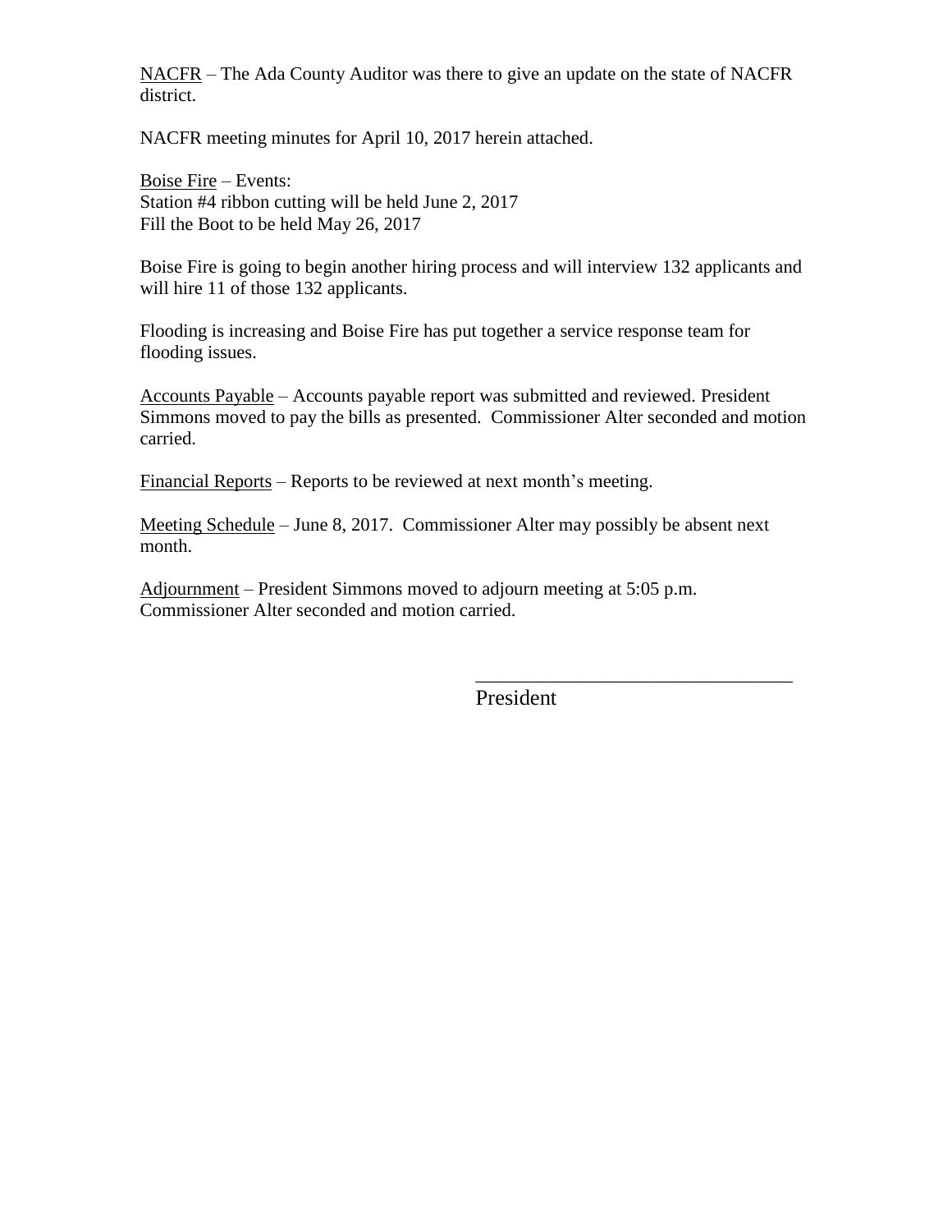NACFR – The Ada County Auditor was there to give an update on the state of NACFR district.

NACFR meeting minutes for April 10, 2017 herein attached.

Boise Fire – Events:
Station #4 ribbon cutting will be held June 2, 2017
Fill the Boot to be held May 26, 2017

Boise Fire is going to begin another hiring process and will interview 132 applicants and will hire 11 of those 132 applicants.

Flooding is increasing and Boise Fire has put together a service response team for flooding issues.

Accounts Payable – Accounts payable report was submitted and reviewed. President Simmons moved to pay the bills as presented. Commissioner Alter seconded and motion carried.

Financial Reports – Reports to be reviewed at next month's meeting.

Meeting Schedule – June 8, 2017. Commissioner Alter may possibly be absent next month.

Adjournment – President Simmons moved to adjourn meeting at 5:05 p.m. Commissioner Alter seconded and motion carried.

\_\_\_\_\_\_\_\_\_\_\_\_\_\_\_\_\_\_\_\_\_\_\_\_\_\_\_\_\_\_\_\_

President